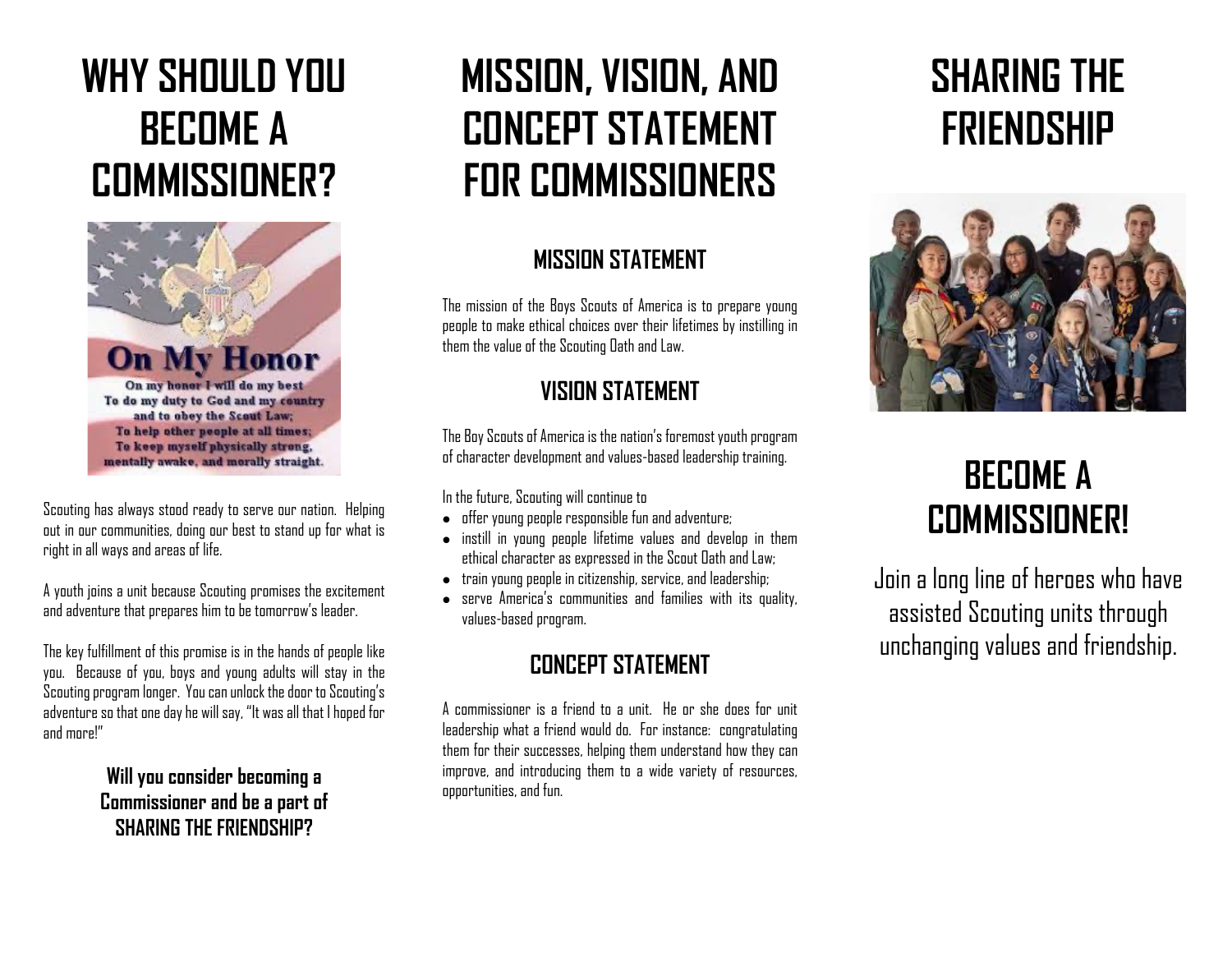# WHY SHOULD YOU BECOME A COMMISSIONER?

Scouting has always stood ready to serve our nation. Helping out in our communities, doing our best to stand up for what is right in all ways and areas of life.

A youth joins a unit because Scouting promises the excitement and adventure that prepares him to be tomorrow's leader.

The key fulfillment of this promise is in the hands of people like you. Because of you, boys and young adults will stay in the Scouting program longer. You can unlock the door to Scouting's adventure so that one day he will say, "It was all that I hoped for and more!"

**Will you consider becoming a Commissioner and be a part of SHARING THE FRIENDSHIP?**

# MISSION, VISION, AND CONCEPT STATEMENT FOR COMMISSIONERS

## MISSION STATEMENT

The mission of the Boys Scouts of America is to prepare young people to make ethical choices over their lifetimes by instilling in them the value of the Scouting Oath and Law.

## VISION STATEMENT

The Boy Scouts of America is the nation's foremost youth program of character development and values-based leadership training.

In the future, Scouting will continue to

- offer young people responsible fun and adventure;
- instill in young people lifetime values and develop in them ethical character as expressed in the Scout Oath and Law;
- train young people in citizenship, service, and leadership;
- serve America's communities and families with its quality, values-based program.

## CONCEPT STATEMENT

A commissioner is a friend to a unit. He or she does for unit leadership what a friend would do. For instance: congratulating them for their successes, helping them understand how they can improve, and introducing them to a wide variety of resources, opportunities, and fun.

# SHARING THE FRIENDSHIP

# BECOME A COMMISSIONER!

Join a long line of heroes who have assisted Scouting units through unchanging values and friendship.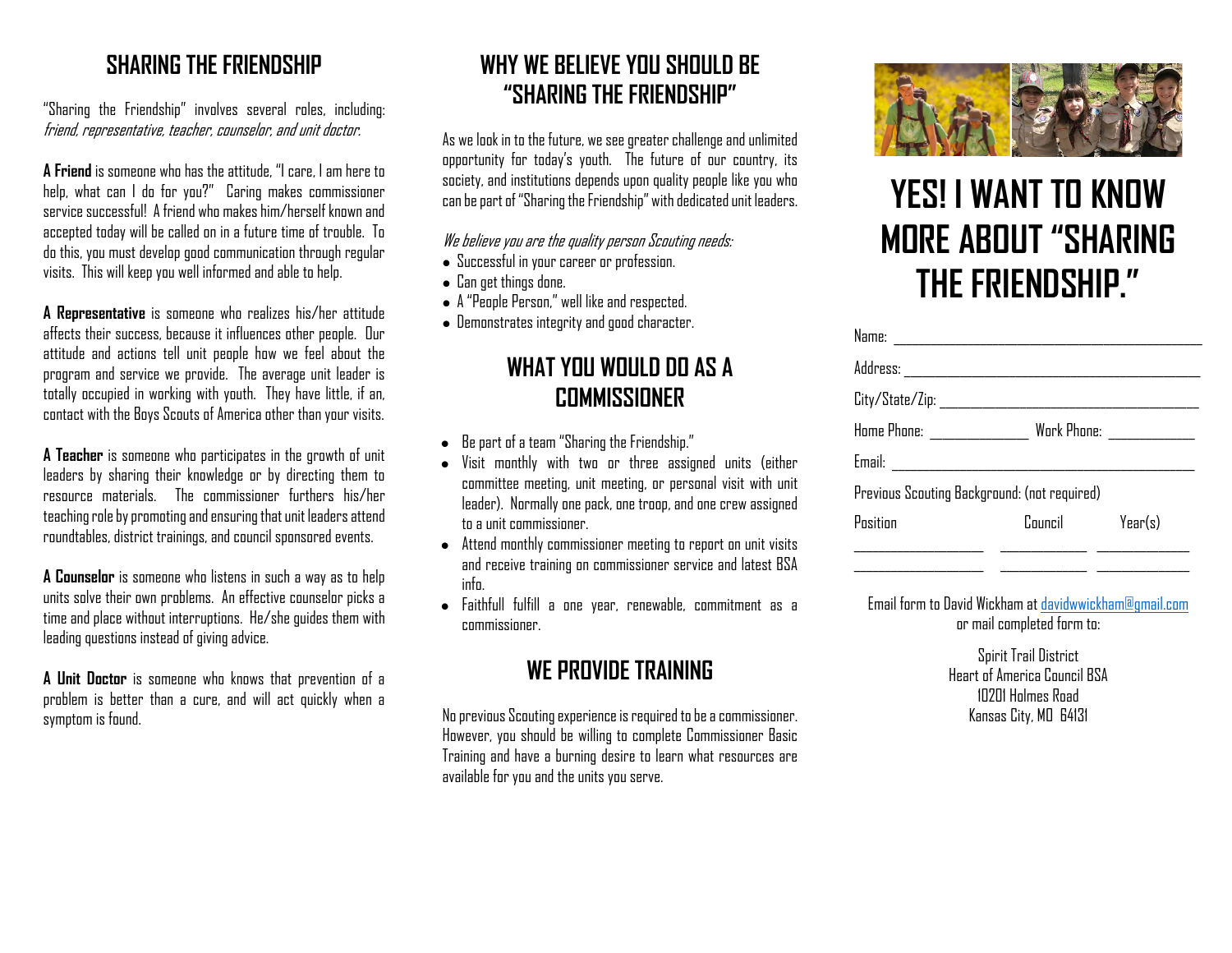## SHARING THE FRIENDSHIP

"Sharing the Friendship" involves several roles, including: *friend, representative, teacher, counselor, and unit doctor.*

**A Friend** is someone who has the attitude, "I care, I am here to help, what can I do for you?" Caring makes commissioner service successful! A friend who makes him/herself known and accepted today will be called on in a future time of trouble. To do this, you must develop good communication through regular visits. This will keep you well informed and able to help.

**A Representative** is someone who realizes his/her attitude affects their success, because it influences other people. Our attitude and actions tell unit people how we feel about the program and service we provide. The average unit leader is totally occupied in working with youth. They have little, if an, contact with the Boys Scouts of America other than your visits.

**A Teacher** is someone who participates in the growth of unit leaders by sharing their knowledge or by directing them to resource materials. The commissioner furthers his/her teaching role by promoting and ensuring that unit leaders attend roundtables, district trainings, and council sponsored events.

**A Counselor** is someone who listens in such a way as to help units solve their own problems. An effective counselor picks a time and place without interruptions. He/she guides them with leading questions instead of giving advice.

**A Unit Doctor** is someone who knows that prevention of a problem is better than a cure, and will act quickly when a symptom is found.

## WHY WE BELIEVE YOU SHOULD BE "SHARING THE FRIENDSHIP"

As we look in to the future, we see greater challenge and unlimited opportunity for today's youth. The future of our country, its society, and institutions depends upon quality people like you who can be part of "Sharing the Friendship" with dedicated unit leaders.

*We believe you are the quality person Scouting needs:*

- Successful in your career or profession.
- Can get things done.
- A "People Person," well like and respected.
- Demonstrates integrity and good character.

## WHAT YOU WOULD DO AS A COMMISSIONER

- Be part of a team "Sharing the Friendship."
- Visit monthly with two or three assigned units (either committee meeting, unit meeting, or personal visit with unit leader). Normally one pack, one troop, and one crew assigned to a unit commissioner.
- Attend monthly commissioner meeting to report on unit visits and receive training on commissioner service and latest BSA info.
- Faithfull fulfill a one year, renewable, commitment as a commissioner.

## WE PROVIDE TRAINING

No previous Scouting experience is required to be a commissioner. However, you should be willing to complete Commissioner Basic Training and have a burning desire to learn what resources are available for you and the units you serve.

# YES! I WANT TO KNOW MORE ABOUT "SHARING THE FRIENDSHIP."

Name: ____________________________________________

Address: __________________________________________

City/State/Zip: ______________________________________

Home Phone: ______________ Work Phone: ____________

Email: ____________________________________________

Previous Scouting Background: (not required)

| Position | Council | Year(s) |
| --- | --- | --- |
| ____________ | ____________ | ____________ |
| ____________ | ____________ | ____________ |

Email form to David Wickham at davidwwickham@gmail.com or mail completed form to:

Spirit Trail District
Heart of America Council BSA
10201 Holmes Road
Kansas City, MO 64131